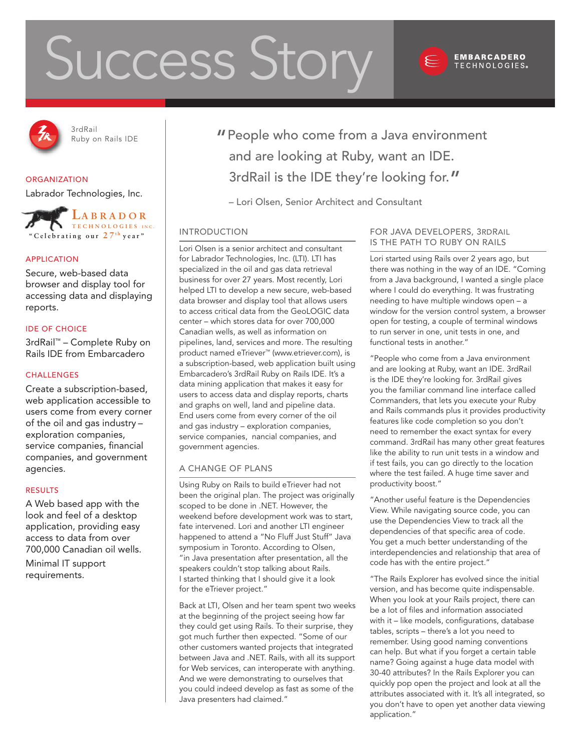# Success Story

EMBARCADERO TECHNOLOGIES

3rdRail
Ruby on Rails IDE

**ORGANIZATION**

Labrador Technologies, Inc.

LABRADOR TECHNOLOGIES INC.
"Celebrating our 27th year"

**APPLICATION**

Secure, web-based data browser and display tool for accessing data and displaying reports.

**IDE OF CHOICE**

3rdRail™ – Complete Ruby on Rails IDE from Embarcadero

**CHALLENGES**

Create a subscription-based, web application accessible to users come from every corner of the oil and gas industry – exploration companies, service companies, financial companies, and government agencies.

**RESULTS**

A Web based app with the look and feel of a desktop application, providing easy access to data from over 700,000 Canadian oil wells.

Minimal IT support requirements.

> "People who come from a Java environment and are looking at Ruby, want an IDE. 3rdRail is the IDE they're looking for."
>
> – Lori Olsen, Senior Architect and Consultant

## INTRODUCTION

Lori Olsen is a senior architect and consultant for Labrador Technologies, Inc. (LTI). LTI has specialized in the oil and gas data retrieval business for over 27 years. Most recently, Lori helped LTI to develop a new secure, web-based data browser and display tool that allows users to access critical data from the GeoLOGIC data center – which stores data for over 700,000 Canadian wells, as well as information on pipelines, land, services and more. The resulting product named eTriever™ (www.etriever.com), is a subscription-based, web application built using Embarcadero's 3rdRail Ruby on Rails IDE. It's a data mining application that makes it easy for users to access data and display reports, charts and graphs on well, land and pipeline data. End users come from every corner of the oil and gas industry – exploration companies, service companies, nancial companies, and government agencies.

## A CHANGE OF PLANS

Using Ruby on Rails to build eTriever had not been the original plan. The project was originally scoped to be done in .NET. However, the weekend before development work was to start, fate intervened. Lori and another LTI engineer happened to attend a "No Fluff Just Stuff" Java symposium in Toronto. According to Olsen, "in Java presentation after presentation, all the speakers couldn't stop talking about Rails. I started thinking that I should give it a look for the eTriever project."

Back at LTI, Olsen and her team spent two weeks at the beginning of the project seeing how far they could get using Rails. To their surprise, they got much further then expected. "Some of our other customers wanted projects that integrated between Java and .NET. Rails, with all its support for Web services, can interoperate with anything. And we were demonstrating to ourselves that you could indeed develop as fast as some of the Java presenters had claimed."

## FOR JAVA DEVELOPERS, 3RDRAIL IS THE PATH TO RUBY ON RAILS

Lori started using Rails over 2 years ago, but there was nothing in the way of an IDE. "Coming from a Java background, I wanted a single place where I could do everything. It was frustrating needing to have multiple windows open – a window for the version control system, a browser open for testing, a couple of terminal windows to run server in one, unit tests in one, and functional tests in another."

"People who come from a Java environment and are looking at Ruby, want an IDE. 3rdRail is the IDE they're looking for. 3rdRail gives you the familiar command line interface called Commanders, that lets you execute your Ruby and Rails commands plus it provides productivity features like code completion so you don't need to remember the exact syntax for every command. 3rdRail has many other great features like the ability to run unit tests in a window and if test fails, you can go directly to the location where the test failed. A huge time saver and productivity boost."

"Another useful feature is the Dependencies View. While navigating source code, you can use the Dependencies View to track all the dependencies of that specific area of code. You get a much better understanding of the interdependencies and relationship that area of code has with the entire project."

"The Rails Explorer has evolved since the initial version, and has become quite indispensable. When you look at your Rails project, there can be a lot of files and information associated with it – like models, configurations, database tables, scripts – there's a lot you need to remember. Using good naming conventions can help. But what if you forget a certain table name? Going against a huge data model with 30-40 attributes? In the Rails Explorer you can quickly pop open the project and look at all the attributes associated with it. It's all integrated, so you don't have to open yet another data viewing application."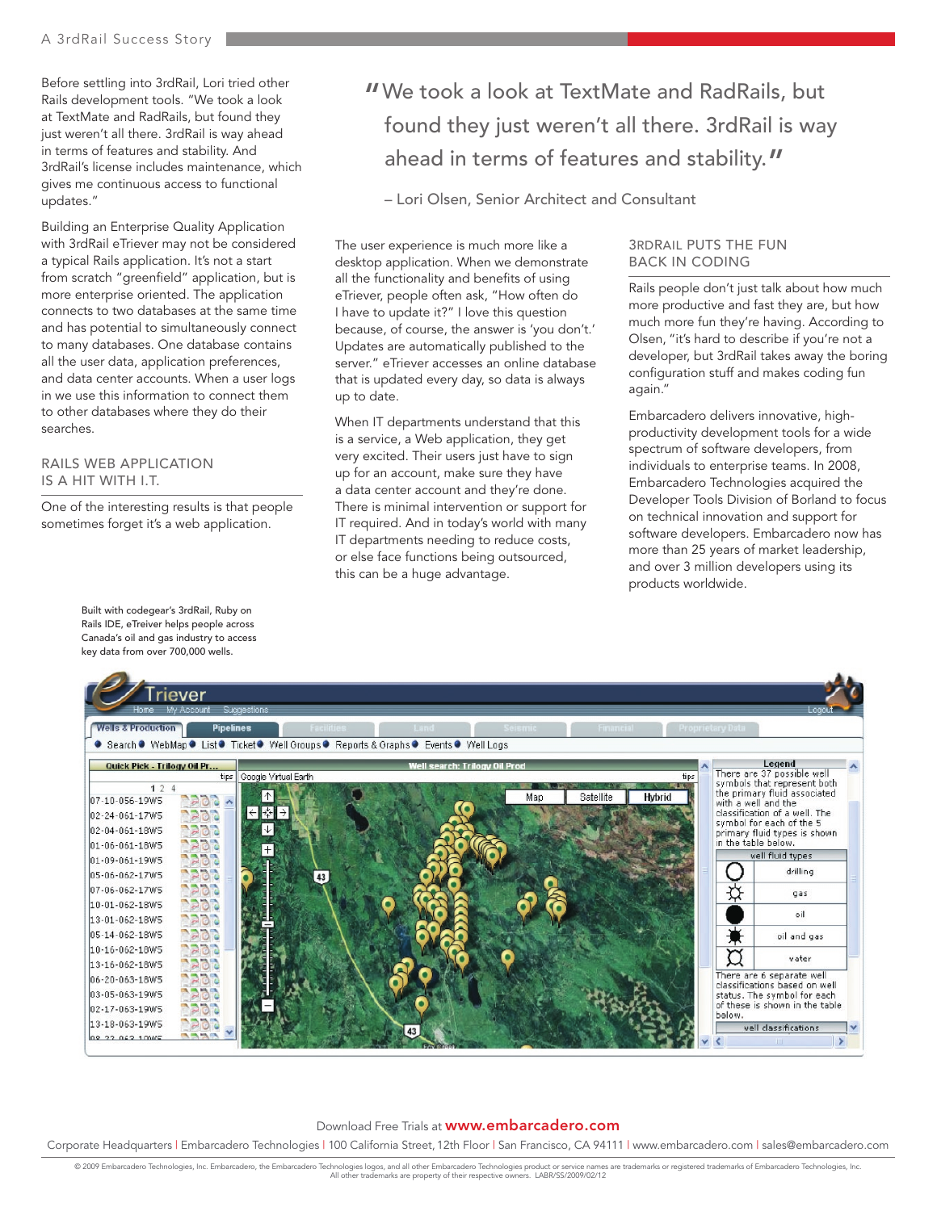Before settling into 3rdRail, Lori tried other Rails development tools. "We took a look at TextMate and RadRails, but found they just weren't all there. 3rdRail is way ahead in terms of features and stability. And 3rdRail's license includes maintenance, which gives me continuous access to functional updates."

Building an Enterprise Quality Application with 3rdRail eTriever may not be considered a typical Rails application. It's not a start from scratch "greenfield" application, but is more enterprise oriented. The application connects to two databases at the same time and has potential to simultaneously connect to many databases. One database contains all the user data, application preferences, and data center accounts. When a user logs in we use this information to connect them to other databases where they do their searches.

## RAILS WEB APPLICATION IS A HIT WITH I.T.

One of the interesting results is that people sometimes forget it's a web application.

> "We took a look at TextMate and RadRails, but found they just weren't all there. 3rdRail is way ahead in terms of features and stability."
>
> – Lori Olsen, Senior Architect and Consultant

The user experience is much more like a desktop application. When we demonstrate all the functionality and benefits of using eTriever, people often ask, "How often do I have to update it?" I love this question because, of course, the answer is 'you don't.' Updates are automatically published to the server." eTriever accesses an online database that is updated every day, so data is always up to date.

When IT departments understand that this is a service, a Web application, they get very excited. Their users just have to sign up for an account, make sure they have a data center account and they're done. There is minimal intervention or support for IT required. And in today's world with many IT departments needing to reduce costs, or else face functions being outsourced, this can be a huge advantage.

## 3RDRAIL PUTS THE FUN BACK IN CODING

Rails people don't just talk about how much more productive and fast they are, but how much more fun they're having. According to Olsen, "it's hard to describe if you're not a developer, but 3rdRail takes away the boring configuration stuff and makes coding fun again."

Embarcadero delivers innovative, high-productivity development tools for a wide spectrum of software developers, from individuals to enterprise teams. In 2008, Embarcadero Technologies acquired the Developer Tools Division of Borland to focus on technical innovation and support for software developers. Embarcadero now has more than 25 years of market leadership, and over 3 million developers using its products worldwide.

Built with codegear's 3rdRail, Ruby on Rails IDE, eTreiver helps people across Canada's oil and gas industry to access key data from over 700,000 wells.

Download Free Trials at **www.embarcadero.com**

Corporate Headquarters | Embarcadero Technologies | 100 California Street, 12th Floor | San Francisco, CA 94111 | www.embarcadero.com | sales@embarcadero.com

© 2009 Embarcadero Technologies, Inc. Embarcadero, the Embarcadero Technologies logos, and all other Embarcadero Technologies product or service names are trademarks or registered trademarks of Embarcadero Technologies, Inc. All other trademarks are property of their respective owners. LABR/SS/2009/02/12